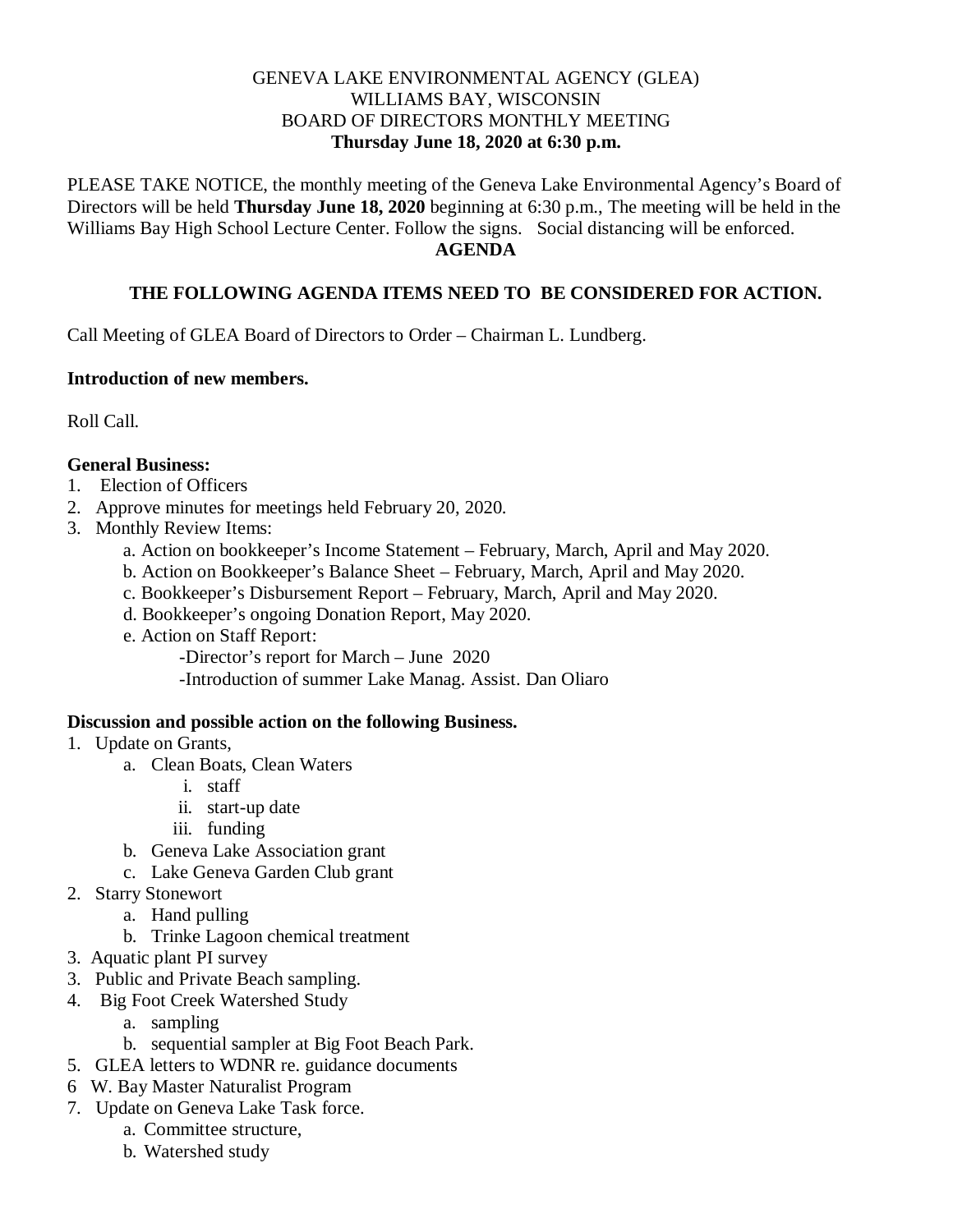# GENEVA LAKE ENVIRONMENTAL AGENCY (GLEA)
## WILLIAMS BAY, WISCONSIN
## BOARD OF DIRECTORS MONTHLY MEETING
**Thursday June 18, 2020 at 6:30 p.m.**

PLEASE TAKE NOTICE, the monthly meeting of the Geneva Lake Environmental Agency's Board of Directors will be held **Thursday June 18, 2020** beginning at 6:30 p.m., The meeting will be held in the Williams Bay High School Lecture Center. Follow the signs. Social distancing will be enforced.

**AGENDA**

**THE FOLLOWING AGENDA ITEMS NEED TO BE CONSIDERED FOR ACTION.**

Call Meeting of GLEA Board of Directors to Order – Chairman L. Lundberg.

**Introduction of new members.**

Roll Call.

**General Business:**

1. Election of Officers
2. Approve minutes for meetings held February 20, 2020.
3. Monthly Review Items:
   a. Action on bookkeeper's Income Statement – February, March, April and May 2020.
   b. Action on Bookkeeper's Balance Sheet – February, March, April and May 2020.
   c. Bookkeeper's Disbursement Report – February, March, April and May 2020.
   d. Bookkeeper's ongoing Donation Report, May 2020.
   e. Action on Staff Report:
      -Director's report for March – June 2020
      -Introduction of summer Lake Manag. Assist. Dan Oliaro

**Discussion and possible action on the following Business.**

1. Update on Grants,
   a. Clean Boats, Clean Waters
      i. staff
      ii. start-up date
      iii. funding
   b. Geneva Lake Association grant
   c. Lake Geneva Garden Club grant
2. Starry Stonewort
   a. Hand pulling
   b. Trinke Lagoon chemical treatment
3. Aquatic plant PI survey
3. Public and Private Beach sampling.
4. Big Foot Creek Watershed Study
   a. sampling
   b. sequential sampler at Big Foot Beach Park.
5. GLEA letters to WDNR re. guidance documents
6 W. Bay Master Naturalist Program
7. Update on Geneva Lake Task force.
   a. Committee structure,
   b. Watershed study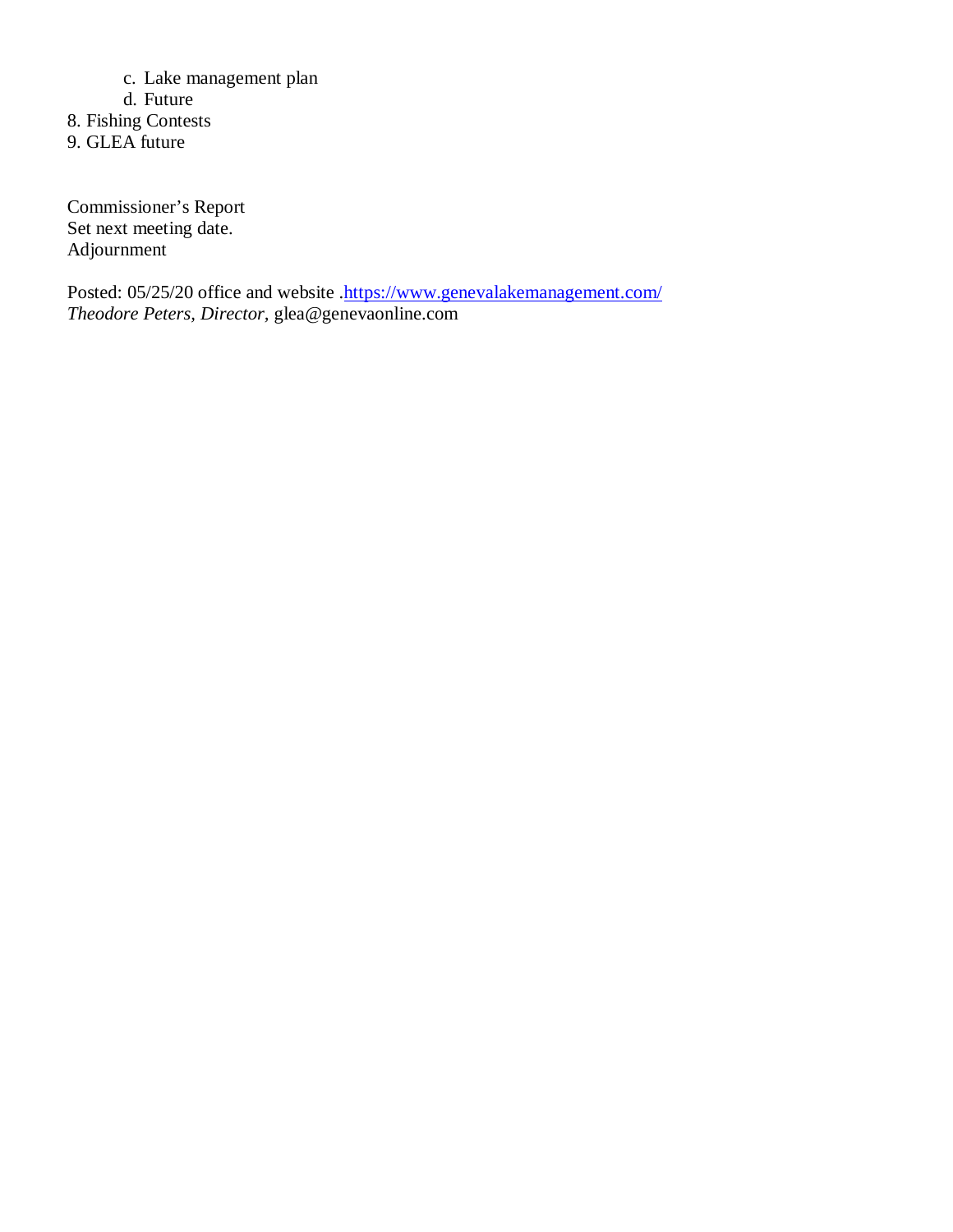c. Lake management plan
d. Future

8. Fishing Contests
9. GLEA future

Commissioner's Report
Set next meeting date.
Adjournment

Posted: 05/25/20 office and website .[https://www.genevalakemanagement.com/](https://www.genevalakemanagement.com/)
*Theodore Peters, Director*, glea@genevaonline.com